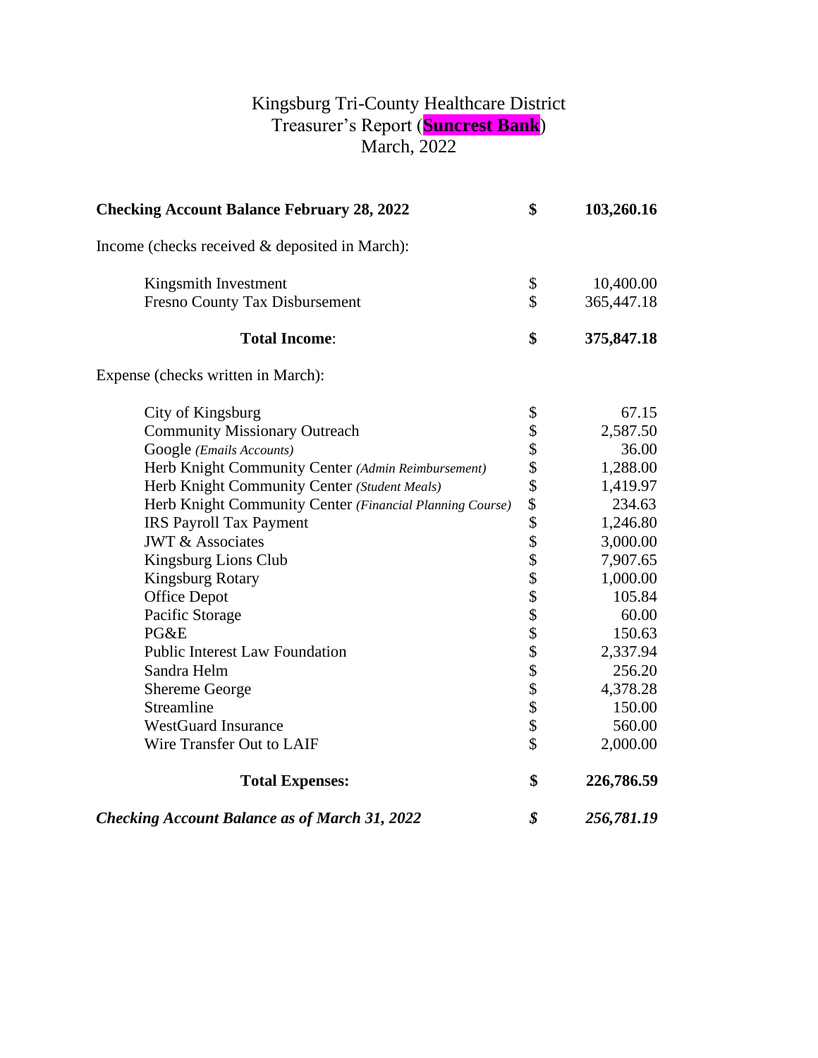# Kingsburg Tri-County Healthcare District
## Treasurer's Report (**Suncrest Bank**)
## March, 2022

| | | |
|---|---|---|
| **Checking Account Balance February 28, 2022** | **$** | **103,260.16** |
| Income (checks received & deposited in March): | | |
| Kingsmith Investment | $ | 10,400.00 |
| Fresno County Tax Disbursement | $ | 365,447.18 |
| **Total Income**: | **$** | **375,847.18** |
| Expense (checks written in March): | | |
| City of Kingsburg | $ | 67.15 |
| Community Missionary Outreach | $ | 2,587.50 |
| Google *(Emails Accounts)* | $ | 36.00 |
| Herb Knight Community Center *(Admin Reimbursement)* | $ | 1,288.00 |
| Herb Knight Community Center *(Student Meals)* | $ | 1,419.97 |
| Herb Knight Community Center *(Financial Planning Course)* | $ | 234.63 |
| IRS Payroll Tax Payment | $ | 1,246.80 |
| JWT & Associates | $ | 3,000.00 |
| Kingsburg Lions Club | $ | 7,907.65 |
| Kingsburg Rotary | $ | 1,000.00 |
| Office Depot | $ | 105.84 |
| Pacific Storage | $ | 60.00 |
| PG&E | $ | 150.63 |
| Public Interest Law Foundation | $ | 2,337.94 |
| Sandra Helm | $ | 256.20 |
| Shereme George | $ | 4,378.28 |
| Streamline | $ | 150.00 |
| WestGuard Insurance | $ | 560.00 |
| Wire Transfer Out to LAIF | $ | 2,000.00 |
| **Total Expenses:** | **$** | **226,786.59** |
| ***Checking Account Balance as of March 31, 2022*** | ***$*** | ***256,781.19*** |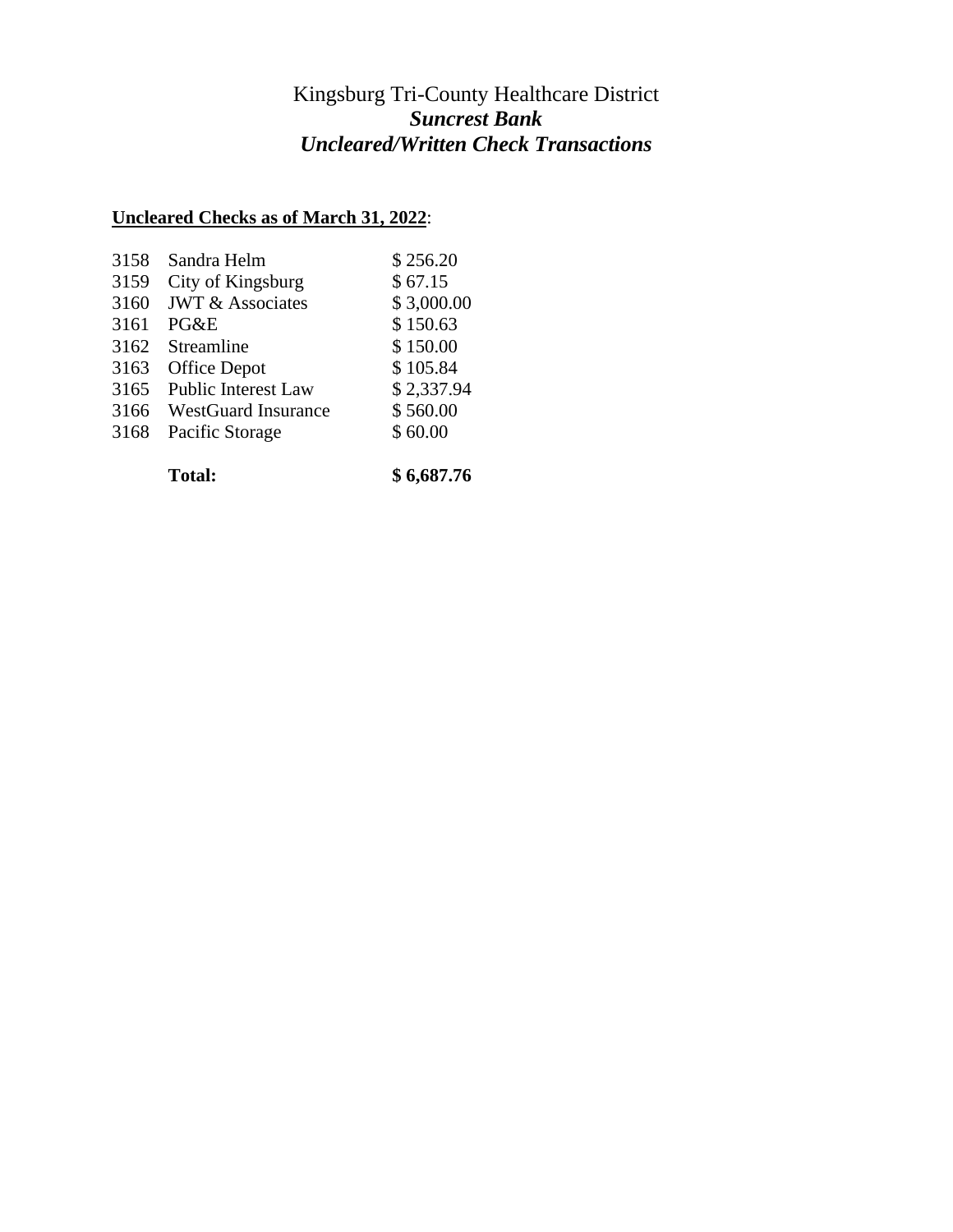# Kingsburg Tri-County Healthcare District

## *Suncrest Bank*

## *Uncleared/Written Check Transactions*

**Uncleared Checks as of March 31, 2022**:

| | | |
|---|---|---|
| 3158 | Sandra Helm | $ 256.20 |
| 3159 | City of Kingsburg | $ 67.15 |
| 3160 | JWT & Associates | $ 3,000.00 |
| 3161 | PG&E | $ 150.63 |
| 3162 | Streamline | $ 150.00 |
| 3163 | Office Depot | $ 105.84 |
| 3165 | Public Interest Law | $ 2,337.94 |
| 3166 | WestGuard Insurance | $ 560.00 |
| 3168 | Pacific Storage | $ 60.00 |
| | **Total:** | **$ 6,687.76** |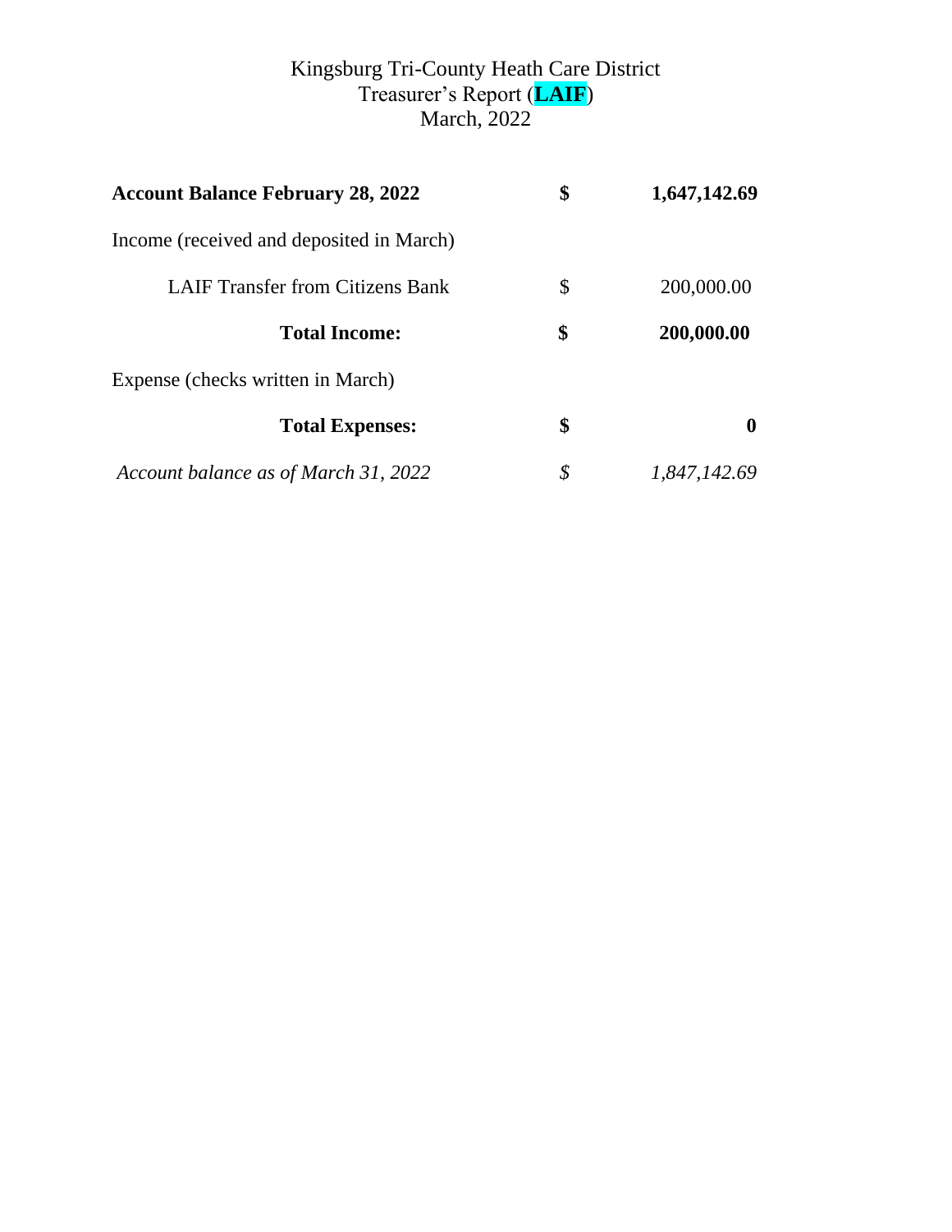Kingsburg Tri-County Heath Care District

Treasurer's Report (**LAIF**)

March, 2022

| | | |
|---|---|---|
| **Account Balance February 28, 2022** | **$** | **1,647,142.69** |
| Income (received and deposited in March) | | |
| LAIF Transfer from Citizens Bank | $ | 200,000.00 |
| **Total Income:** | **$** | **200,000.00** |
| Expense (checks written in March) | | |
| **Total Expenses:** | **$** | **0** |
| *Account balance as of March 31, 2022* | *$* | *1,847,142.69* |